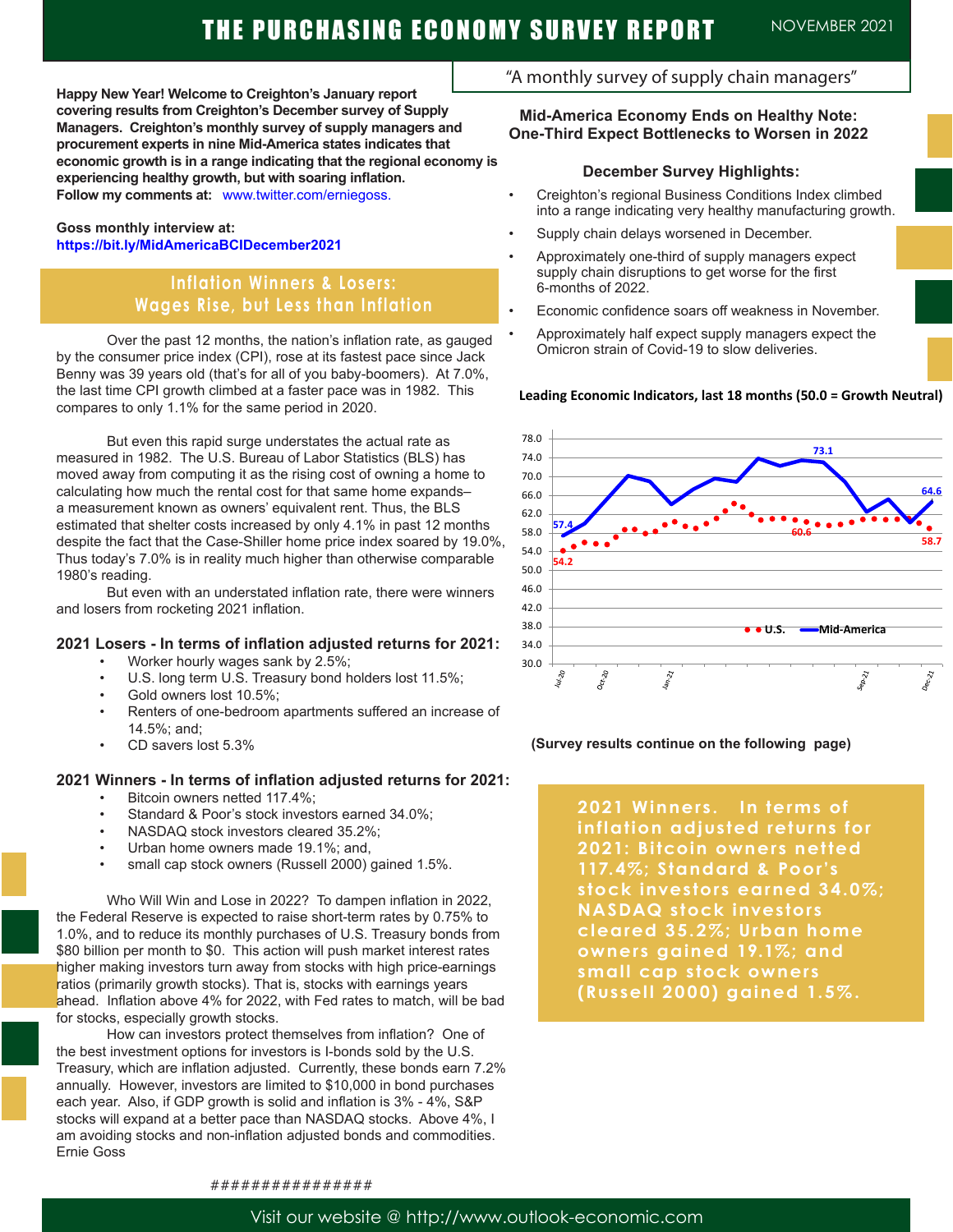# THE PURCHASING ECONOMY SURVEY REPORT

NOVEMBER 2021

"A monthly survey of supply chain managers"

**Happy New Year! Welcome to Creighton's January report covering results from Creighton's December survey of Supply Managers. Creighton's monthly survey of supply managers and procurement experts in nine Mid-America states indicates that economic growth is in a range indicating that the regional economy is experiencing healthy growth, but with soaring inflation.**
**Follow my comments at:** www.twitter.com/erniegoss.

**Goss monthly interview at:**
**https://bit.ly/MidAmericaBCIDecember2021**

## Inflation Winners & Losers: Wages Rise, but Less than Inflation

Over the past 12 months, the nation's inflation rate, as gauged by the consumer price index (CPI), rose at its fastest pace since Jack Benny was 39 years old (that's for all of you baby-boomers). At 7.0%, the last time CPI growth climbed at a faster pace was in 1982. This compares to only 1.1% for the same period in 2020.

But even this rapid surge understates the actual rate as measured in 1982. The U.S. Bureau of Labor Statistics (BLS) has moved away from computing it as the rising cost of owning a home to calculating how much the rental cost for that same home expands– a measurement known as owners' equivalent rent. Thus, the BLS estimated that shelter costs increased by only 4.1% in past 12 months despite the fact that the Case-Shiller home price index soared by 19.0%, Thus today's 7.0% is in reality much higher than otherwise comparable 1980's reading.

But even with an understated inflation rate, there were winners and losers from rocketing 2021 inflation.

### 2021 Losers - In terms of inflation adjusted returns for 2021:

- Worker hourly wages sank by 2.5%;
- U.S. long term U.S. Treasury bond holders lost 11.5%;
- Gold owners lost 10.5%;
- Renters of one-bedroom apartments suffered an increase of 14.5%; and;
- CD savers lost 5.3%

### 2021 Winners - In terms of inflation adjusted returns for 2021:

- Bitcoin owners netted 117.4%;
- Standard & Poor's stock investors earned 34.0%;
- NASDAQ stock investors cleared 35.2%;
- Urban home owners made 19.1%; and,
- small cap stock owners (Russell 2000) gained 1.5%.

Who Will Win and Lose in 2022? To dampen inflation in 2022, the Federal Reserve is expected to raise short-term rates by 0.75% to 1.0%, and to reduce its monthly purchases of U.S. Treasury bonds from $80 billion per month to $0. This action will push market interest rates higher making investors turn away from stocks with high price-earnings ratios (primarily growth stocks). That is, stocks with earnings years ahead. Inflation above 4% for 2022, with Fed rates to match, will be bad for stocks, especially growth stocks.

How can investors protect themselves from inflation? One of the best investment options for investors is I-bonds sold by the U.S. Treasury, which are inflation adjusted. Currently, these bonds earn 7.2% annually. However, investors are limited to $10,000 in bond purchases each year. Also, if GDP growth is solid and inflation is 3% - 4%, S&P stocks will expand at a better pace than NASDAQ stocks. Above 4%, I am avoiding stocks and non-inflation adjusted bonds and commodities.
Ernie Goss

################

## Mid-America Economy Ends on Healthy Note: One-Third Expect Bottlenecks to Worsen in 2022

### December Survey Highlights:

- Creighton's regional Business Conditions Index climbed into a range indicating very healthy manufacturing growth.
- Supply chain delays worsened in December.
- Approximately one-third of supply managers expect supply chain disruptions to get worse for the first 6-months of 2022.
- Economic confidence soars off weakness in November.
- Approximately half expect supply managers expect the Omicron strain of Covid-19 to slow deliveries.

**Leading Economic Indicators, last 18 months (50.0 = Growth Neutral)**

(Chart: U.S. and Mid-America, Jul-20 to Dec-21; Mid-America from 57.4 to peak 73.1, ending at 64.6; U.S. from 54.2 to 60.6, ending at 58.7)

**(Survey results continue on the following page)**

**2021 Winners. In terms of inflation adjusted returns for 2021: Bitcoin owners netted 117.4%; Standard & Poor's stock investors earned 34.0%; NASDAQ stock investors cleared 35.2%; Urban home owners gained 19.1%; and small cap stock owners (Russell 2000) gained 1.5%.**

Visit our website @ http://www.outlook-economic.com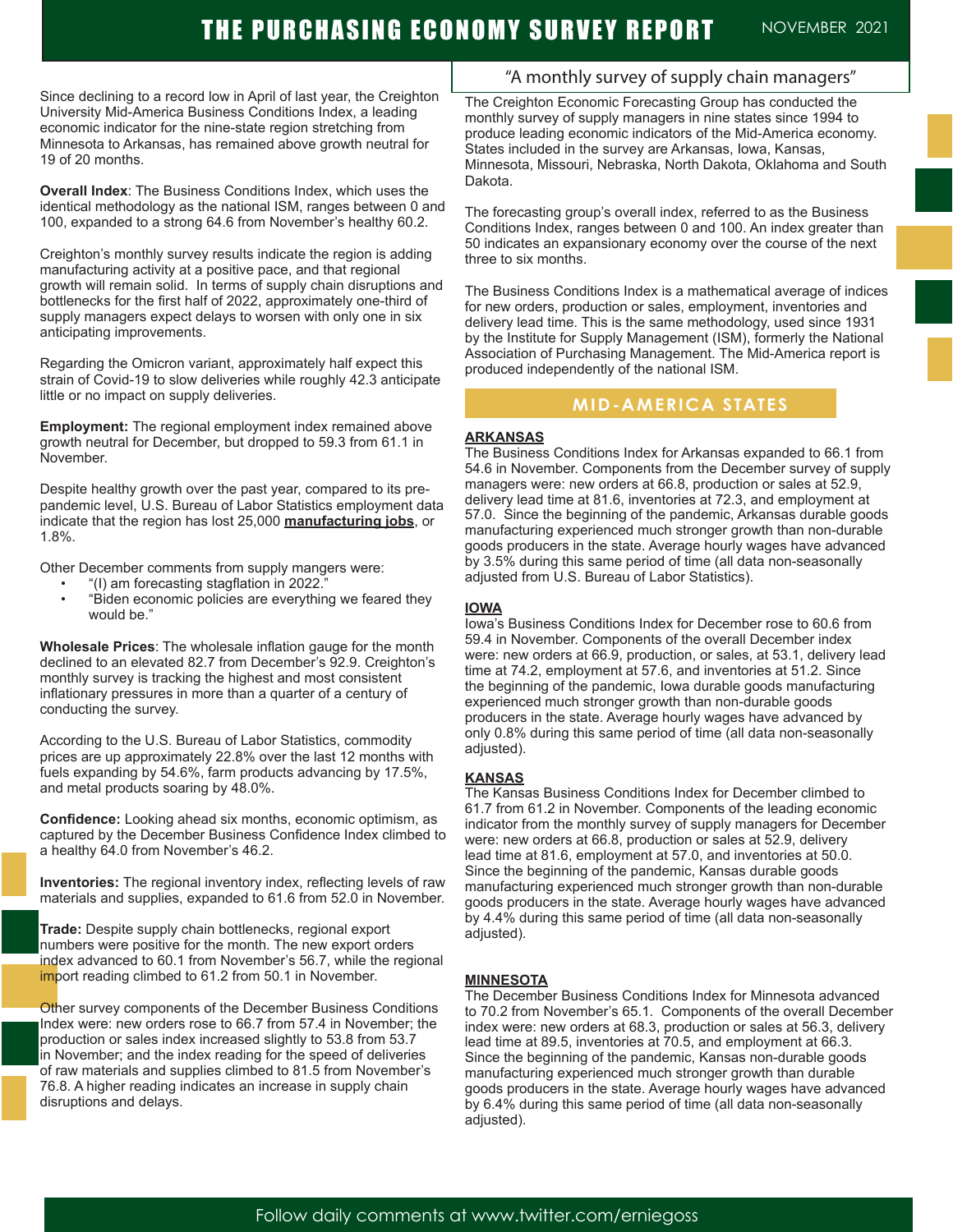# THE PURCHASING ECONOMY SURVEY REPORT

NOVEMBER 2021

Since declining to a record low in April of last year, the Creighton University Mid-America Business Conditions Index, a leading economic indicator for the nine-state region stretching from Minnesota to Arkansas, has remained above growth neutral for 19 of 20 months.

**Overall Index**: The Business Conditions Index, which uses the identical methodology as the national ISM, ranges between 0 and 100, expanded to a strong 64.6 from November's healthy 60.2.

Creighton's monthly survey results indicate the region is adding manufacturing activity at a positive pace, and that regional growth will remain solid. In terms of supply chain disruptions and bottlenecks for the first half of 2022, approximately one-third of supply managers expect delays to worsen with only one in six anticipating improvements.

Regarding the Omicron variant, approximately half expect this strain of Covid-19 to slow deliveries while roughly 42.3 anticipate little or no impact on supply deliveries.

**Employment:** The regional employment index remained above growth neutral for December, but dropped to 59.3 from 61.1 in November.

Despite healthy growth over the past year, compared to its pre-pandemic level, U.S. Bureau of Labor Statistics employment data indicate that the region has lost 25,000 **manufacturing jobs**, or 1.8%.

Other December comments from supply mangers were:

- "(I) am forecasting stagflation in 2022."
- "Biden economic policies are everything we feared they would be."

**Wholesale Prices**: The wholesale inflation gauge for the month declined to an elevated 82.7 from December's 92.9. Creighton's monthly survey is tracking the highest and most consistent inflationary pressures in more than a quarter of a century of conducting the survey.

According to the U.S. Bureau of Labor Statistics, commodity prices are up approximately 22.8% over the last 12 months with fuels expanding by 54.6%, farm products advancing by 17.5%, and metal products soaring by 48.0%.

**Confidence:** Looking ahead six months, economic optimism, as captured by the December Business Confidence Index climbed to a healthy 64.0 from November's 46.2.

**Inventories:** The regional inventory index, reflecting levels of raw materials and supplies, expanded to 61.6 from 52.0 in November.

**Trade:** Despite supply chain bottlenecks, regional export numbers were positive for the month. The new export orders index advanced to 60.1 from November's 56.7, while the regional import reading climbed to 61.2 from 50.1 in November.

Other survey components of the December Business Conditions Index were: new orders rose to 66.7 from 57.4 in November; the production or sales index increased slightly to 53.8 from 53.7 in November; and the index reading for the speed of deliveries of raw materials and supplies climbed to 81.5 from November's 76.8. A higher reading indicates an increase in supply chain disruptions and delays.

## "A monthly survey of supply chain managers"

The Creighton Economic Forecasting Group has conducted the monthly survey of supply managers in nine states since 1994 to produce leading economic indicators of the Mid-America economy. States included in the survey are Arkansas, Iowa, Kansas, Minnesota, Missouri, Nebraska, North Dakota, Oklahoma and South Dakota.

The forecasting group's overall index, referred to as the Business Conditions Index, ranges between 0 and 100. An index greater than 50 indicates an expansionary economy over the course of the next three to six months.

The Business Conditions Index is a mathematical average of indices for new orders, production or sales, employment, inventories and delivery lead time. This is the same methodology, used since 1931 by the Institute for Supply Management (ISM), formerly the National Association of Purchasing Management. The Mid-America report is produced independently of the national ISM.

## MID-AMERICA STATES

### ARKANSAS

The Business Conditions Index for Arkansas expanded to 66.1 from 54.6 in November. Components from the December survey of supply managers were: new orders at 66.8, production or sales at 52.9, delivery lead time at 81.6, inventories at 72.3, and employment at 57.0. Since the beginning of the pandemic, Arkansas durable goods manufacturing experienced much stronger growth than non-durable goods producers in the state. Average hourly wages have advanced by 3.5% during this same period of time (all data non-seasonally adjusted from U.S. Bureau of Labor Statistics).

### IOWA

Iowa's Business Conditions Index for December rose to 60.6 from 59.4 in November. Components of the overall December index were: new orders at 66.9, production, or sales, at 53.1, delivery lead time at 74.2, employment at 57.6, and inventories at 51.2. Since the beginning of the pandemic, Iowa durable goods manufacturing experienced much stronger growth than non-durable goods producers in the state. Average hourly wages have advanced by only 0.8% during this same period of time (all data non-seasonally adjusted).

### KANSAS

The Kansas Business Conditions Index for December climbed to 61.7 from 61.2 in November. Components of the leading economic indicator from the monthly survey of supply managers for December were: new orders at 66.8, production or sales at 52.9, delivery lead time at 81.6, employment at 57.0, and inventories at 50.0. Since the beginning of the pandemic, Kansas durable goods manufacturing experienced much stronger growth than non-durable goods producers in the state. Average hourly wages have advanced by 4.4% during this same period of time (all data non-seasonally adjusted).

### MINNESOTA

The December Business Conditions Index for Minnesota advanced to 70.2 from November's 65.1. Components of the overall December index were: new orders at 68.3, production or sales at 56.3, delivery lead time at 89.5, inventories at 70.5, and employment at 66.3. Since the beginning of the pandemic, Kansas non-durable goods manufacturing experienced much stronger growth than durable goods producers in the state. Average hourly wages have advanced by 6.4% during this same period of time (all data non-seasonally adjusted).

Follow daily comments at www.twitter.com/erniegoss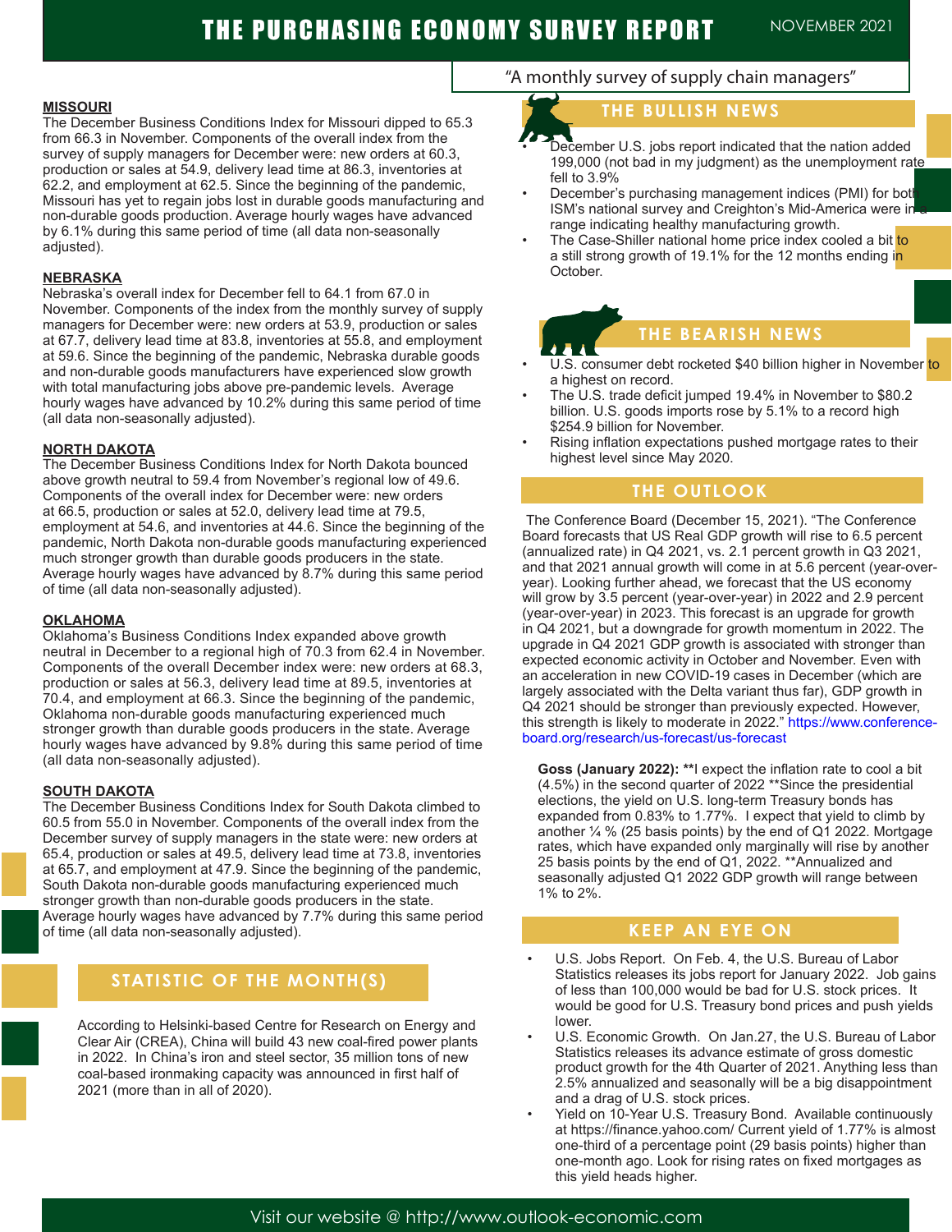# THE PURCHASING ECONOMY SURVEY REPORT

NOVEMBER 2021

"A monthly survey of supply chain managers"

## MISSOURI

The December Business Conditions Index for Missouri dipped to 65.3 from 66.3 in November. Components of the overall index from the survey of supply managers for December were: new orders at 60.3, production or sales at 54.9, delivery lead time at 86.3, inventories at 62.2, and employment at 62.5. Since the beginning of the pandemic, Missouri has yet to regain jobs lost in durable goods manufacturing and non-durable goods production. Average hourly wages have advanced by 6.1% during this same period of time (all data non-seasonally adjusted).

## NEBRASKA

Nebraska's overall index for December fell to 64.1 from 67.0 in November. Components of the index from the monthly survey of supply managers for December were: new orders at 53.9, production or sales at 67.7, delivery lead time at 83.8, inventories at 55.8, and employment at 59.6. Since the beginning of the pandemic, Nebraska durable goods and non-durable goods manufacturers have experienced slow growth with total manufacturing jobs above pre-pandemic levels. Average hourly wages have advanced by 10.2% during this same period of time (all data non-seasonally adjusted).

## NORTH DAKOTA

The December Business Conditions Index for North Dakota bounced above growth neutral to 59.4 from November's regional low of 49.6. Components of the overall index for December were: new orders at 66.5, production or sales at 52.0, delivery lead time at 79.5, employment at 54.6, and inventories at 44.6. Since the beginning of the pandemic, North Dakota non-durable goods manufacturing experienced much stronger growth than durable goods producers in the state. Average hourly wages have advanced by 8.7% during this same period of time (all data non-seasonally adjusted).

## OKLAHOMA

Oklahoma's Business Conditions Index expanded above growth neutral in December to a regional high of 70.3 from 62.4 in November. Components of the overall December index were: new orders at 68.3, production or sales at 56.3, delivery lead time at 89.5, inventories at 70.4, and employment at 66.3. Since the beginning of the pandemic, Oklahoma non-durable goods manufacturing experienced much stronger growth than durable goods producers in the state. Average hourly wages have advanced by 9.8% during this same period of time (all data non-seasonally adjusted).

## SOUTH DAKOTA

The December Business Conditions Index for South Dakota climbed to 60.5 from 55.0 in November. Components of the overall index from the December survey of supply managers in the state were: new orders at 65.4, production or sales at 49.5, delivery lead time at 73.8, inventories at 65.7, and employment at 47.9. Since the beginning of the pandemic, South Dakota non-durable goods manufacturing experienced much stronger growth than non-durable goods producers in the state. Average hourly wages have advanced by 7.7% during this same period of time (all data non-seasonally adjusted).

## STATISTIC OF THE MONTH(S)

According to Helsinki-based Centre for Research on Energy and Clear Air (CREA), China will build 43 new coal-fired power plants in 2022. In China's iron and steel sector, 35 million tons of new coal-based ironmaking capacity was announced in first half of 2021 (more than in all of 2020).

## THE BULLISH NEWS

- December U.S. jobs report indicated that the nation added 199,000 (not bad in my judgment) as the unemployment rate fell to 3.9%
- December's purchasing management indices (PMI) for both ISM's national survey and Creighton's Mid-America were in a range indicating healthy manufacturing growth.
- The Case-Shiller national home price index cooled a bit to a still strong growth of 19.1% for the 12 months ending in October.

## THE BEARISH NEWS

- U.S. consumer debt rocketed $40 billion higher in November to a highest on record.
- The U.S. trade deficit jumped 19.4% in November to $80.2 billion. U.S. goods imports rose by 5.1% to a record high $254.9 billion for November.
- Rising inflation expectations pushed mortgage rates to their highest level since May 2020.

## THE OUTLOOK

The Conference Board (December 15, 2021). "The Conference Board forecasts that US Real GDP growth will rise to 6.5 percent (annualized rate) in Q4 2021, vs. 2.1 percent growth in Q3 2021, and that 2021 annual growth will come in at 5.6 percent (year-over-year). Looking further ahead, we forecast that the US economy will grow by 3.5 percent (year-over-year) in 2022 and 2.9 percent (year-over-year) in 2023. This forecast is an upgrade for growth in Q4 2021, but a downgrade for growth momentum in 2022. The upgrade in Q4 2021 GDP growth is associated with stronger than expected economic activity in October and November. Even with an acceleration in new COVID-19 cases in December (which are largely associated with the Delta variant thus far), GDP growth in Q4 2021 should be stronger than previously expected. However, this strength is likely to moderate in 2022." https://www.conference-board.org/research/us-forecast/us-forecast

**Goss (January 2022):** **I expect the inflation rate to cool a bit (4.5%) in the second quarter of 2022 **Since the presidential elections, the yield on U.S. long-term Treasury bonds has expanded from 0.83% to 1.77%. I expect that yield to climb by another ¼ % (25 basis points) by the end of Q1 2022. Mortgage rates, which have expanded only marginally will rise by another 25 basis points by the end of Q1, 2022. **Annualized and seasonally adjusted Q1 2022 GDP growth will range between 1% to 2%.

## KEEP AN EYE ON

- U.S. Jobs Report. On Feb. 4, the U.S. Bureau of Labor Statistics releases its jobs report for January 2022. Job gains of less than 100,000 would be bad for U.S. stock prices. It would be good for U.S. Treasury bond prices and push yields lower.
- U.S. Economic Growth. On Jan.27, the U.S. Bureau of Labor Statistics releases its advance estimate of gross domestic product growth for the 4th Quarter of 2021. Anything less than 2.5% annualized and seasonally will be a big disappointment and a drag of U.S. stock prices.
- Yield on 10-Year U.S. Treasury Bond. Available continuously at https://finance.yahoo.com/ Current yield of 1.77% is almost one-third of a percentage point (29 basis points) higher than one-month ago. Look for rising rates on fixed mortgages as this yield heads higher.

Visit our website @ http://www.outlook-economic.com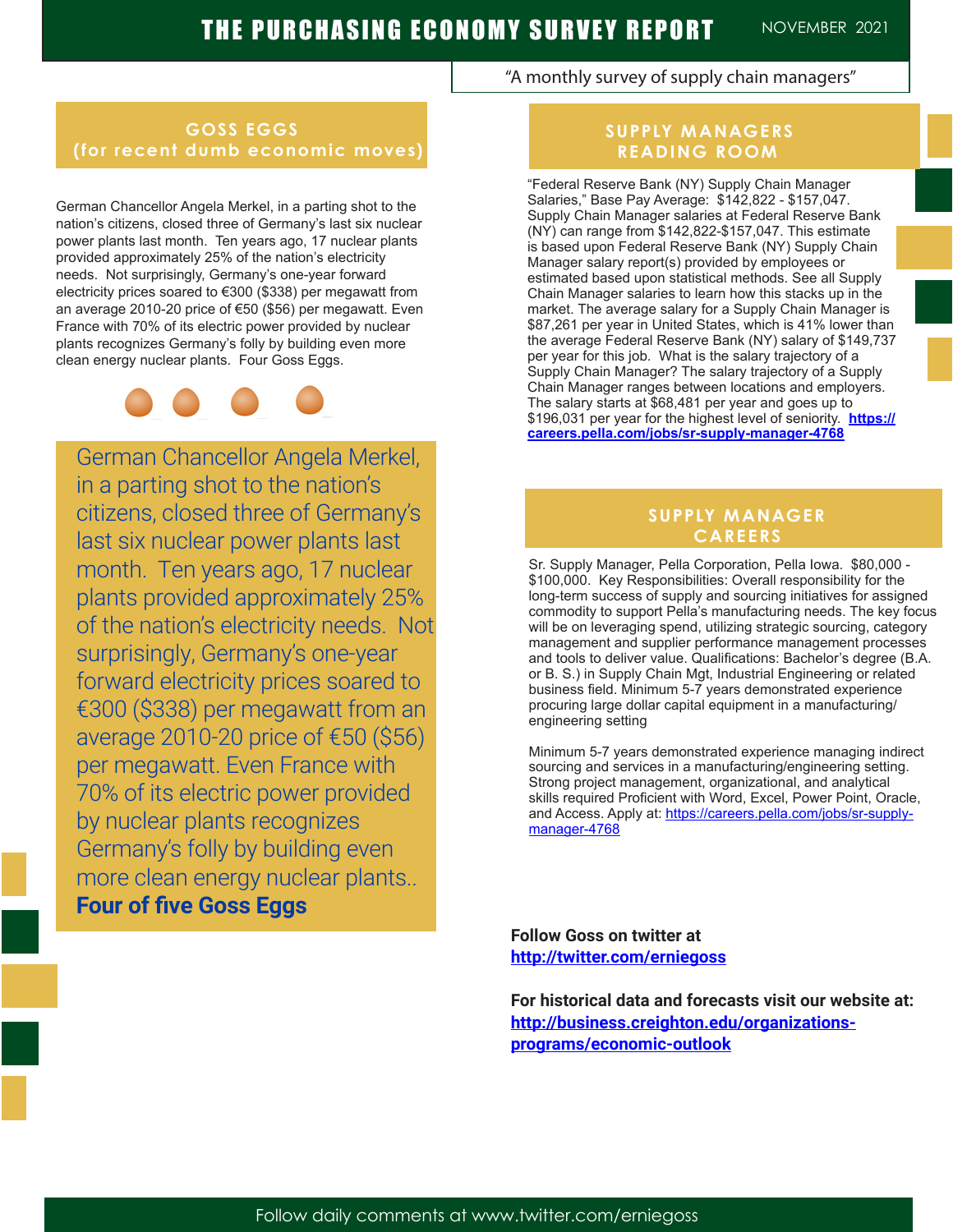## GOSS EGGS (for recent dumb economic moves)

German Chancellor Angela Merkel, in a parting shot to the nation's citizens, closed three of Germany's last six nuclear power plants last month. Ten years ago, 17 nuclear plants provided approximately 25% of the nation's electricity needs. Not surprisingly, Germany's one-year forward electricity prices soared to €300 ($338) per megawatt from an average 2010-20 price of €50 ($56) per megawatt. Even France with 70% of its electric power provided by nuclear plants recognizes Germany's folly by building even more clean energy nuclear plants. Four Goss Eggs.

German Chancellor Angela Merkel, in a parting shot to the nation's citizens, closed three of Germany's last six nuclear power plants last month. Ten years ago, 17 nuclear plants provided approximately 25% of the nation's electricity needs. Not surprisingly, Germany's one-year forward electricity prices soared to €300 ($338) per megawatt from an average 2010-20 price of €50 ($56) per megawatt. Even France with 70% of its electric power provided by nuclear plants recognizes Germany's folly by building even more clean energy nuclear plants.. **Four of five Goss Eggs**

## SUPPLY MANAGERS READING ROOM

"Federal Reserve Bank (NY) Supply Chain Manager Salaries," Base Pay Average: $142,822 - $157,047. Supply Chain Manager salaries at Federal Reserve Bank (NY) can range from $142,822-$157,047. This estimate is based upon Federal Reserve Bank (NY) Supply Chain Manager salary report(s) provided by employees or estimated based upon statistical methods. See all Supply Chain Manager salaries to learn how this stacks up in the market. The average salary for a Supply Chain Manager is $87,261 per year in United States, which is 41% lower than the average Federal Reserve Bank (NY) salary of $149,737 per year for this job. What is the salary trajectory of a Supply Chain Manager? The salary trajectory of a Supply Chain Manager ranges between locations and employers. The salary starts at $68,481 per year and goes up to $196,031 per year for the highest level of seniority. **https://careers.pella.com/jobs/sr-supply-manager-4768**

## SUPPLY MANAGER CAREERS

Sr. Supply Manager, Pella Corporation, Pella Iowa. $80,000 - $100,000. Key Responsibilities: Overall responsibility for the long-term success of supply and sourcing initiatives for assigned commodity to support Pella's manufacturing needs. The key focus will be on leveraging spend, utilizing strategic sourcing, category management and supplier performance management processes and tools to deliver value. Qualifications: Bachelor's degree (B.A. or B. S.) in Supply Chain Mgt, Industrial Engineering or related business field. Minimum 5-7 years demonstrated experience procuring large dollar capital equipment in a manufacturing/ engineering setting

Minimum 5-7 years demonstrated experience managing indirect sourcing and services in a manufacturing/engineering setting. Strong project management, organizational, and analytical skills required Proficient with Word, Excel, Power Point, Oracle, and Access. Apply at: https://careers.pella.com/jobs/sr-supply-manager-4768

**Follow Goss on twitter at**
**http://twitter.com/erniegoss**

**For historical data and forecasts visit our website at:**
**http://business.creighton.edu/organizations-programs/economic-outlook**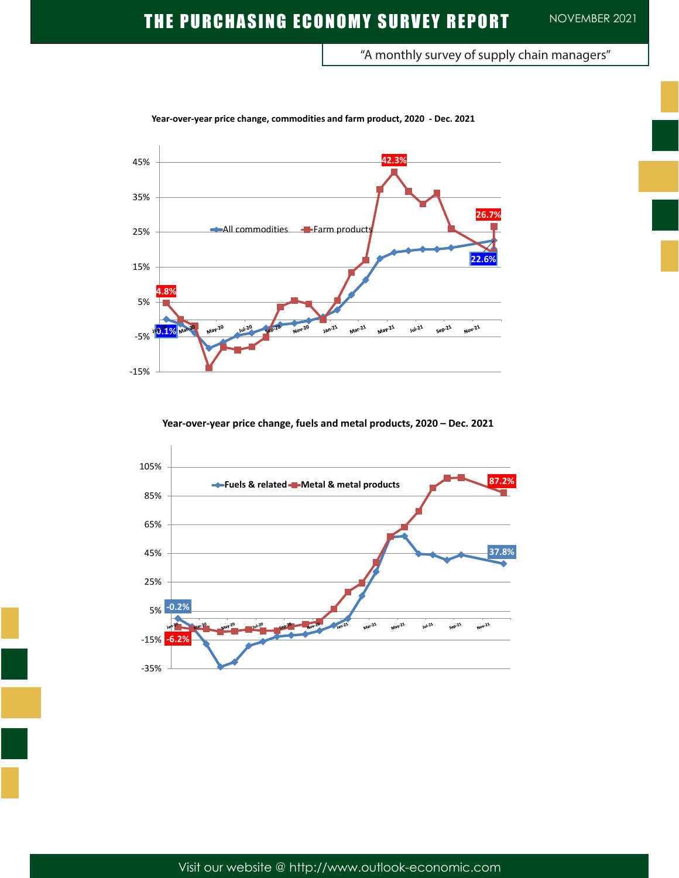# THE PURCHASING ECONOMY SURVEY REPORT

NOVEMBER 2021

"A monthly survey of supply chain managers"

**Year-over-year price change, commodities and farm product, 2020 - Dec. 2021**

45%
35%
25%
15%
5%
-5%
-15%

All commodities
Farm products

4.8%
-0.1%
42.3%
26.7%
22.6%

Jan-20 Mar-20 May-20 Jul-20 Sep-20 Nov-20 Jan-21 Mar-21 May-21 Jul-21 Sep-21 Nov-21

**Year-over-year price change, fuels and metal products, 2020 – Dec. 2021**

105%
85%
65%
45%
25%
5%
-15%
-35%

Fuels & related
Metal & metal products

-0.2%
-6.2%
87.2%
37.8%

Jan-20 Mar-20 May-20 Jul-20 Sep-20 Nov-20 Jan-21 Mar-21 May-21 Jul-21 Sep-21 Nov-21

Visit our website @ http://www.outlook-economic.com